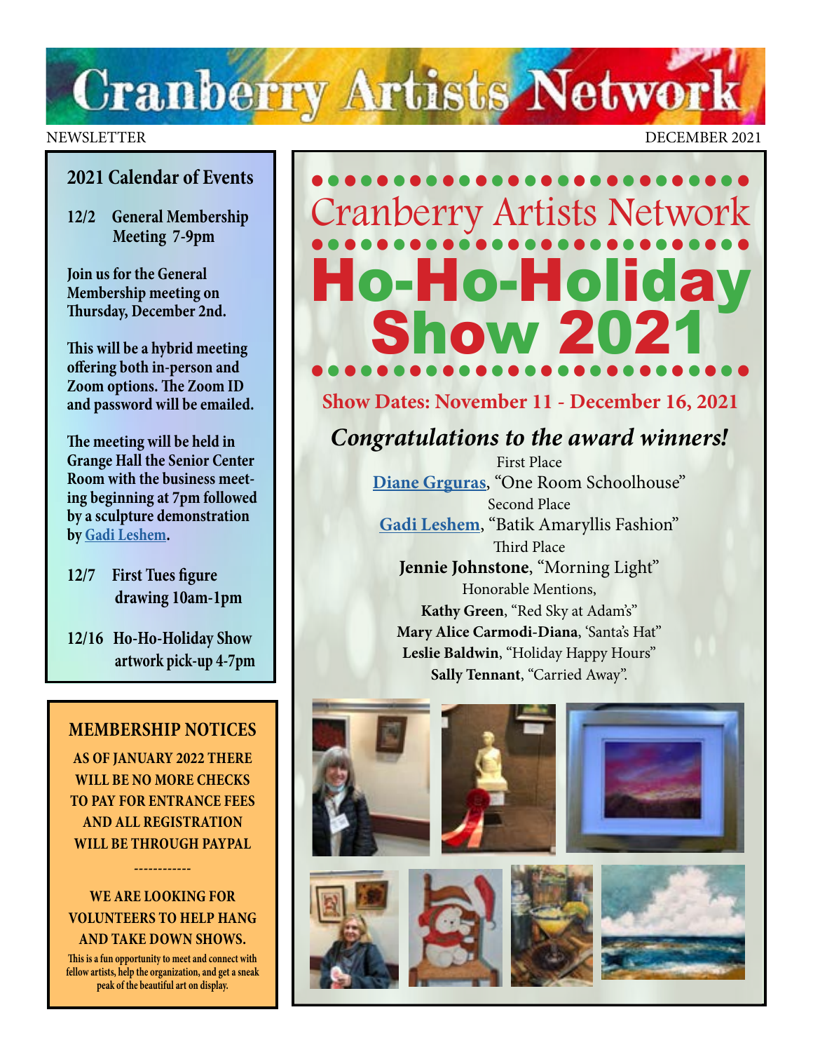# Cranberry Artists Network

NEWSLETTER

DECEMBER 2021

## 2021 Calendar of Events

**12/2 General Membership Meeting 7-9pm**

**Join us for the General Membership meeting on Thursday, December 2nd.**

**This will be a hybrid meeting offering both in-person and Zoom options. The Zoom ID and password will be emailed.**

**The meeting will be held in Grange Hall the Senior Center Room with the business meeting beginning at 7pm followed by a sculpture demonstration by Gadi Leshem.**

**12/7 First Tues figure drawing 10am-1pm**

**12/16 Ho-Ho-Holiday Show artwork pick-up 4-7pm**

## MEMBERSHIP NOTICES

**AS OF JANUARY 2022 THERE WILL BE NO MORE CHECKS TO PAY FOR ENTRANCE FEES AND ALL REGISTRATION WILL BE THROUGH PAYPAL**

------------

**WE ARE LOOKING FOR VOLUNTEERS TO HELP HANG AND TAKE DOWN SHOWS.**

**This is a fun opportunity to meet and connect with fellow artists, help the organization, and get a sneak peak of the beautiful art on display.**

## Cranberry Artists Network

# Ho-Ho-Holiday Show 2021

**Show Dates: November 11 - December 16, 2021**

***Congratulations to the award winners!***

First Place
**Diane Grguras**, "One Room Schoolhouse"

Second Place
**Gadi Leshem**, "Batik Amaryllis Fashion"

Third Place
**Jennie Johnstone**, "Morning Light"

Honorable Mentions,
**Kathy Green**, "Red Sky at Adam's"
**Mary Alice Carmodi-Diana**, 'Santa's Hat"
**Leslie Baldwin**, "Holiday Happy Hours"
**Sally Tennant**, "Carried Away".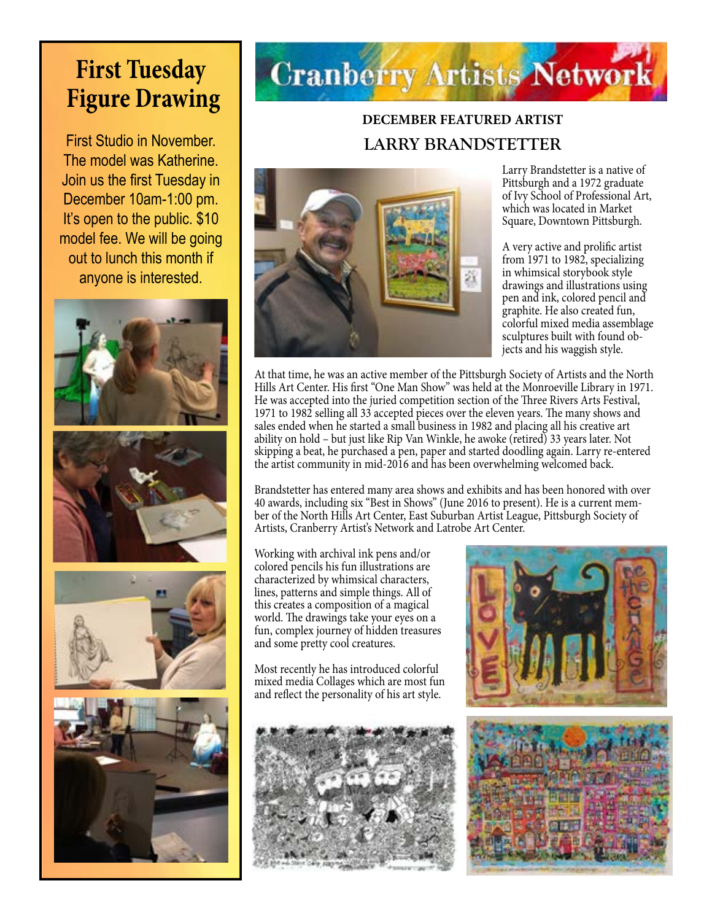# First Tuesday Figure Drawing

First Studio in November. The model was Katherine. Join us the first Tuesday in December 10am-1:00 pm. It's open to the public. $10 model fee. We will be going out to lunch this month if anyone is interested.

# Cranberry Artists Network

### DECEMBER FEATURED ARTIST

## LARRY BRANDSTETTER

Larry Brandstetter is a native of Pittsburgh and a 1972 graduate of Ivy School of Professional Art, which was located in Market Square, Downtown Pittsburgh.

A very active and prolific artist from 1971 to 1982, specializing in whimsical storybook style drawings and illustrations using pen and ink, colored pencil and graphite. He also created fun, colorful mixed media assemblage sculptures built with found objects and his waggish style.

At that time, he was an active member of the Pittsburgh Society of Artists and the North Hills Art Center. His first "One Man Show" was held at the Monroeville Library in 1971. He was accepted into the juried competition section of the Three Rivers Arts Festival, 1971 to 1982 selling all 33 accepted pieces over the eleven years. The many shows and sales ended when he started a small business in 1982 and placing all his creative art ability on hold – but just like Rip Van Winkle, he awoke (retired) 33 years later. Not skipping a beat, he purchased a pen, paper and started doodling again. Larry re-entered the artist community in mid-2016 and has been overwhelming welcomed back.

Brandstetter has entered many area shows and exhibits and has been honored with over 40 awards, including six "Best in Shows" (June 2016 to present). He is a current member of the North Hills Art Center, East Suburban Artist League, Pittsburgh Society of Artists, Cranberry Artist's Network and Latrobe Art Center.

Working with archival ink pens and/or colored pencils his fun illustrations are characterized by whimsical characters, lines, patterns and simple things. All of this creates a composition of a magical world. The drawings take your eyes on a fun, complex journey of hidden treasures and some pretty cool creatures.

Most recently he has introduced colorful mixed media Collages which are most fun and reflect the personality of his art style.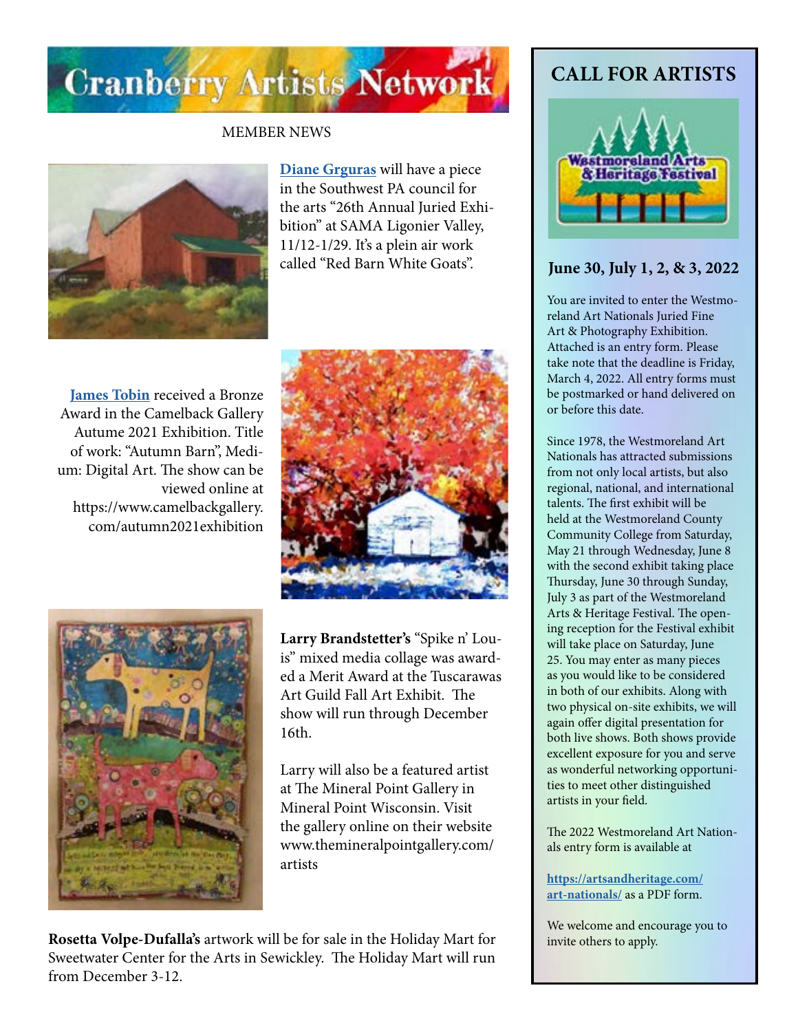# Cranberry Artists Network

## MEMBER NEWS

**Diane Grguras** will have a piece in the Southwest PA council for the arts "26th Annual Juried Exhibition" at SAMA Ligonier Valley, 11/12-1/29. It's a plein air work called "Red Barn White Goats".

**James Tobin** received a Bronze Award in the Camelback Gallery Autume 2021 Exhibition. Title of work: "Autumn Barn", Medium: Digital Art. The show can be viewed online at https://www.camelbackgallery.com/autumn2021exhibition

**Larry Brandstetter's** "Spike n' Louis" mixed media collage was awarded a Merit Award at the Tuscarawas Art Guild Fall Art Exhibit. The show will run through December 16th.

Larry will also be a featured artist at The Mineral Point Gallery in Mineral Point Wisconsin. Visit the gallery online on their website www.themineralpointgallery.com/artists

**Rosetta Volpe-Dufalla's** artwork will be for sale in the Holiday Mart for Sweetwater Center for the Arts in Sewickley. The Holiday Mart will run from December 3-12.

## CALL FOR ARTISTS

### June 30, July 1, 2, & 3, 2022

You are invited to enter the Westmoreland Art Nationals Juried Fine Art & Photography Exhibition. Attached is an entry form. Please take note that the deadline is Friday, March 4, 2022. All entry forms must be postmarked or hand delivered on or before this date.

Since 1978, the Westmoreland Art Nationals has attracted submissions from not only local artists, but also regional, national, and international talents. The first exhibit will be held at the Westmoreland County Community College from Saturday, May 21 through Wednesday, June 8 with the second exhibit taking place Thursday, June 30 through Sunday, July 3 as part of the Westmoreland Arts & Heritage Festival. The opening reception for the Festival exhibit will take place on Saturday, June 25. You may enter as many pieces as you would like to be considered in both of our exhibits. Along with two physical on-site exhibits, we will again offer digital presentation for both live shows. Both shows provide excellent exposure for you and serve as wonderful networking opportunities to meet other distinguished artists in your field.

The 2022 Westmoreland Art Nationals entry form is available at

**https://artsandheritage.com/art-nationals/** as a PDF form.

We welcome and encourage you to invite others to apply.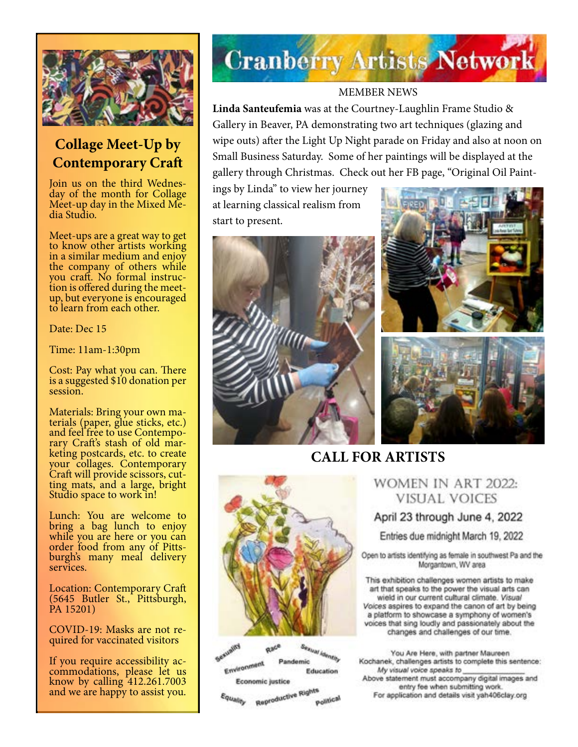## Collage Meet-Up by Contemporary Craft

Join us on the third Wednesday of the month for Collage Meet-up day in the Mixed Media Studio.

Meet-ups are a great way to get to know other artists working in a similar medium and enjoy the company of others while you craft. No formal instruction is offered during the meet-up, but everyone is encouraged to learn from each other.

Date: Dec 15

Time: 11am-1:30pm

Cost: Pay what you can. There is a suggested $10 donation per session.

Materials: Bring your own materials (paper, glue sticks, etc.) and feel free to use Contemporary Craft's stash of old marketing postcards, etc. to create your collages. Contemporary Craft will provide scissors, cutting mats, and a large, bright Studio space to work in!

Lunch: You are welcome to bring a bag lunch to enjoy while you are here or you can order food from any of Pittsburgh's many meal delivery services.

Location: Contemporary Craft (5645 Butler St., Pittsburgh, PA 15201)

COVID-19: Masks are not required for vaccinated visitors

If you require accessibility accommodations, please let us know by calling 412.261.7003 and we are happy to assist you.

# Cranberry Artists Network

MEMBER NEWS

**Linda Santeufemia** was at the Courtney-Laughlin Frame Studio & Gallery in Beaver, PA demonstrating two art techniques (glazing and wipe outs) after the Light Up Night parade on Friday and also at noon on Small Business Saturday. Some of her paintings will be displayed at the gallery through Christmas. Check out her FB page, "Original Oil Paintings by Linda" to view her journey at learning classical realism from start to present.

## CALL FOR ARTISTS

WOMEN IN ART 2022: VISUAL VOICES

April 23 through June 4, 2022

Entries due midnight March 19, 2022

Open to artists identifying as female in southwest Pa and the Morgantown, WV area

This exhibition challenges women artists to make art that speaks to the power the visual arts can wield in our current cultural climate. *Visual Voices* aspires to expand the canon of art by being a platform to showcase a symphony of women's voices that sing loudly and passionately about the changes and challenges of our time.

You Are Here, with partner Maureen Kochanek, challenges artists to complete this sentence: *My visual voice speaks to ______________*

Above statement must accompany digital images and entry fee when submitting work.

For application and details visit yah406clay.org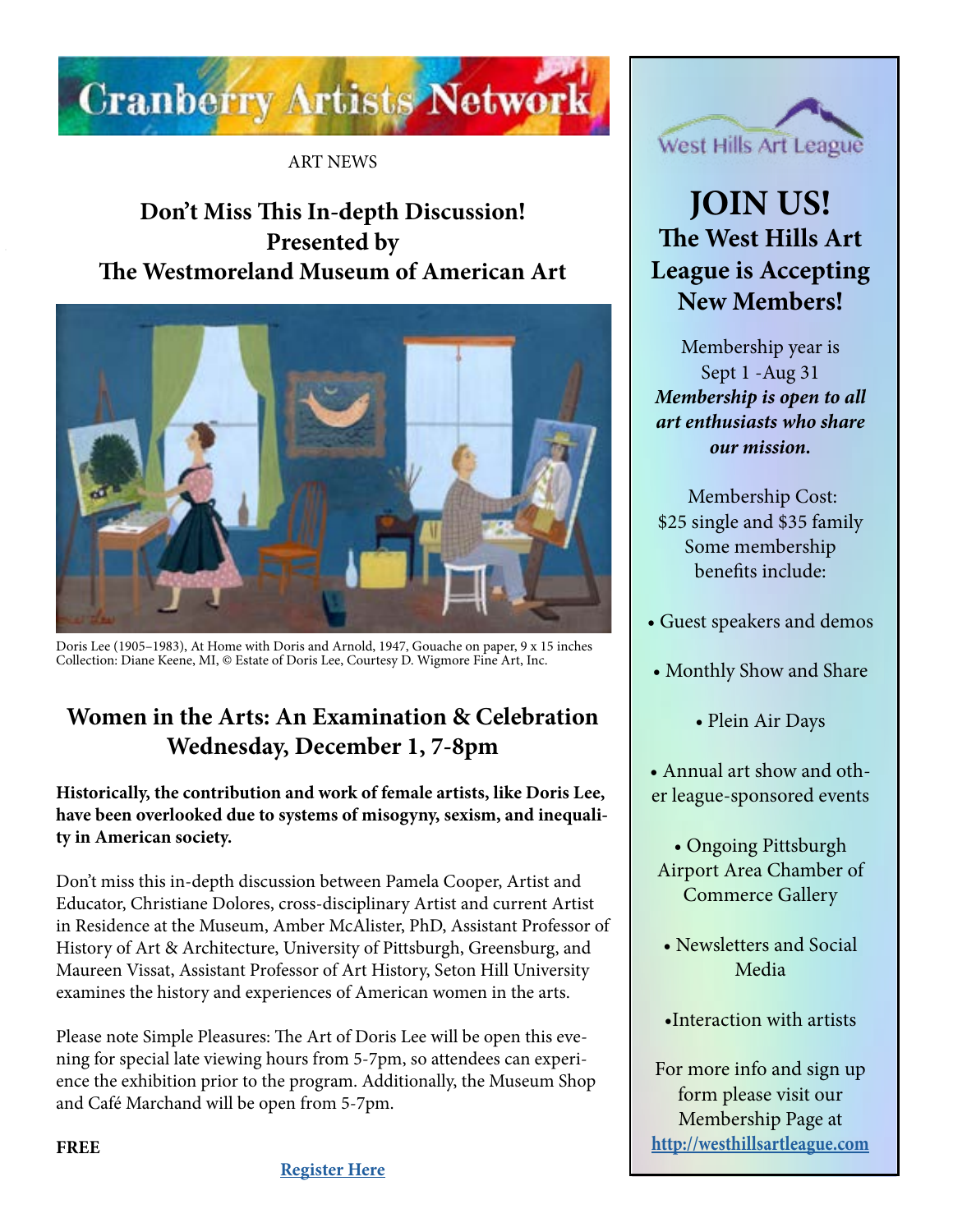# Cranberry Artists Network

ART NEWS

## Don't Miss This In-depth Discussion! Presented by The Westmoreland Museum of American Art

Doris Lee (1905–1983), At Home with Doris and Arnold, 1947, Gouache on paper, 9 x 15 inches
Collection: Diane Keene, MI, © Estate of Doris Lee, Courtesy D. Wigmore Fine Art, Inc.

## Women in the Arts: An Examination & Celebration Wednesday, December 1, 7-8pm

**Historically, the contribution and work of female artists, like Doris Lee, have been overlooked due to systems of misogyny, sexism, and inequality in American society.**

Don't miss this in-depth discussion between Pamela Cooper, Artist and Educator, Christiane Dolores, cross-disciplinary Artist and current Artist in Residence at the Museum, Amber McAlister, PhD, Assistant Professor of History of Art & Architecture, University of Pittsburgh, Greensburg, and Maureen Vissat, Assistant Professor of Art History, Seton Hill University examines the history and experiences of American women in the arts.

Please note Simple Pleasures: The Art of Doris Lee will be open this evening for special late viewing hours from 5-7pm, so attendees can experience the exhibition prior to the program. Additionally, the Museum Shop and Café Marchand will be open from 5-7pm.

**FREE**

**Register Here**

---

West Hills Art League

## JOIN US!

### The West Hills Art League is Accepting New Members!

Membership year is Sept 1 -Aug 31

***Membership is open to all art enthusiasts who share our mission.***

Membership Cost: $25 single and $35 family

Some membership benefits include:

- Guest speakers and demos
- Monthly Show and Share
- Plein Air Days
- Annual art show and other league-sponsored events
- Ongoing Pittsburgh Airport Area Chamber of Commerce Gallery
- Newsletters and Social Media
- Interaction with artists

For more info and sign up form please visit our Membership Page at **http://westhillsartleague.com**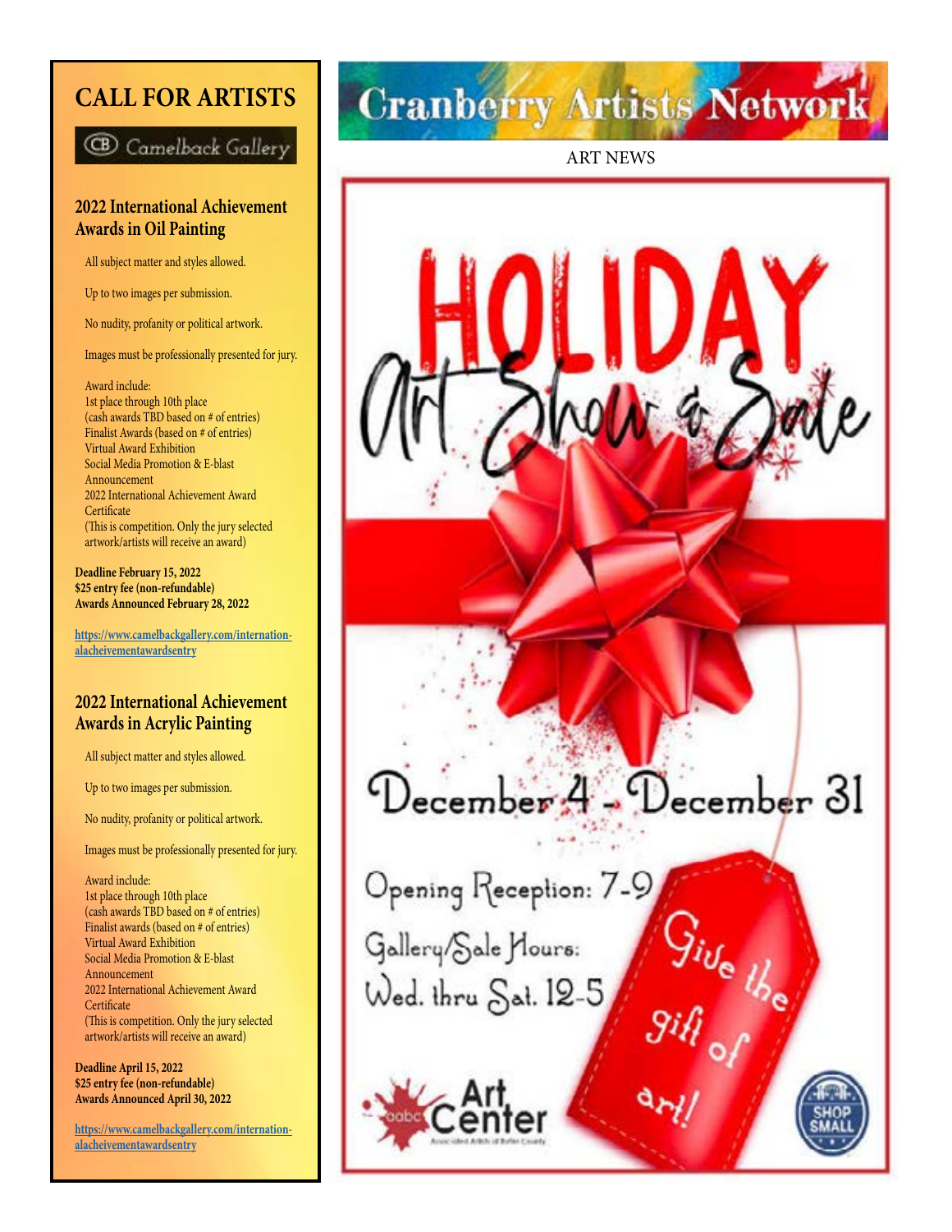# CALL FOR ARTISTS

Camelback Gallery

## 2022 International Achievement Awards in Oil Painting

All subject matter and styles allowed.

Up to two images per submission.

No nudity, profanity or political artwork.

Images must be professionally presented for jury.

Award include:
1st place through 10th place
(cash awards TBD based on # of entries)
Finalist Awards (based on # of entries)
Virtual Award Exhibition
Social Media Promotion & E-blast Announcement
2022 International Achievement Award Certificate
(This is competition. Only the jury selected artwork/artists will receive an award)

**Deadline February 15, 2022**
**$25 entry fee (non-refundable)**
**Awards Announced February 28, 2022**

https://www.camelbackgallery.com/internationalacheivementawardsentry

## 2022 International Achievement Awards in Acrylic Painting

All subject matter and styles allowed.

Up to two images per submission.

No nudity, profanity or political artwork.

Images must be professionally presented for jury.

Award include:
1st place through 10th place
(cash awards TBD based on # of entries)
Finalist awards (based on # of entries)
Virtual Award Exhibition
Social Media Promotion & E-blast Announcement
2022 International Achievement Award Certificate
(This is competition. Only the jury selected artwork/artists will receive an award)

**Deadline April 15, 2022**
**$25 entry fee (non-refundable)**
**Awards Announced April 30, 2022**

https://www.camelbackgallery.com/internationalacheivementawardsentry

# Cranberry Artists Network

ART NEWS

# HOLIDAY Art Show & Sale

December 4 - December 31

Opening Reception: 7-9

Gallery/Sale Hours: Wed. thru Sat. 12-5

Give the gift of art!

aabc Art Center
Associated Artists of Butler County

SHOP SMALL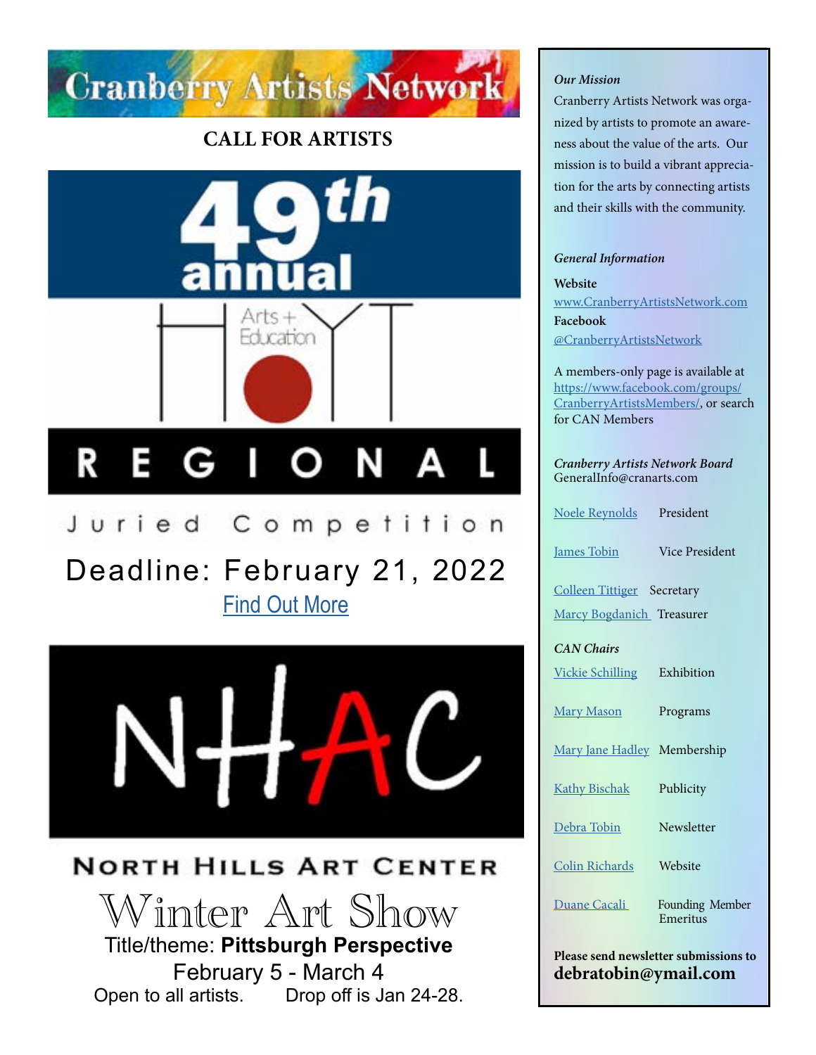# Cranberry Artists Network

## CALL FOR ARTISTS

49th annual

Arts + Education

HOYT

REGIONAL

Juried Competition

Deadline: February 21, 2022

Find Out More

NHAC

NORTH HILLS ART CENTER

Winter Art Show

Title/theme: **Pittsburgh Perspective**

February 5 - March 4

Open to all artists. Drop off is Jan 24-28.

***Our Mission***

Cranberry Artists Network was organized by artists to promote an awareness about the value of the arts. Our mission is to build a vibrant appreciation for the arts by connecting artists and their skills with the community.

***General Information***

**Website**

www.CranberryArtistsNetwork.com

**Facebook**

@CranberryArtistsNetwork

A members-only page is available at https://www.facebook.com/groups/CranberryArtistsMembers/, or search for CAN Members

***Cranberry Artists Network Board***

GeneralInfo@cranarts.com

| | |
|---|---|
| Noele Reynolds | President |
| James Tobin | Vice President |
| Colleen Tittiger | Secretary |
| Marcy Bogdanich | Treasurer |

***CAN Chairs***

| | |
|---|---|
| Vickie Schilling | Exhibition |
| Mary Mason | Programs |
| Mary Jane Hadley | Membership |
| Kathy Bischak | Publicity |
| Debra Tobin | Newsletter |
| Colin Richards | Website |
| Duane Cacali | Founding Member Emeritus |

**Please send newsletter submissions to**

**debratobin@ymail.com**